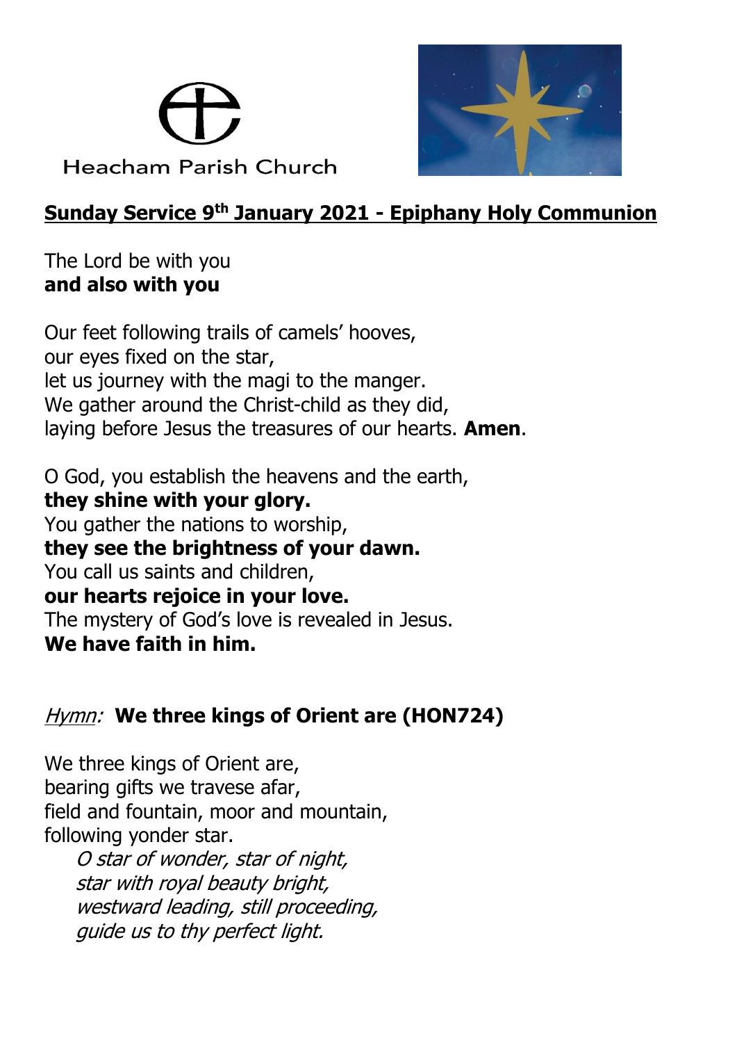Heacham Parish Church

**Sunday Service 9th January 2021 - Epiphany Holy Communion**

The Lord be with you
**and also with you**

Our feet following trails of camels' hooves,
our eyes fixed on the star,
let us journey with the magi to the manger.
We gather around the Christ-child as they did,
laying before Jesus the treasures of our hearts. **Amen**.

O God, you establish the heavens and the earth,
**they shine with your glory.**
You gather the nations to worship,
**they see the brightness of your dawn.**
You call us saints and children,
**our hearts rejoice in your love.**
The mystery of God's love is revealed in Jesus.
**We have faith in him.**

*Hymn:* **We three kings of Orient are (HON724)**

We three kings of Orient are,
bearing gifts we travese afar,
field and fountain, moor and mountain,
following yonder star.

*O star of wonder, star of night,*
*star with royal beauty bright,*
*westward leading, still proceeding,*
*guide us to thy perfect light.*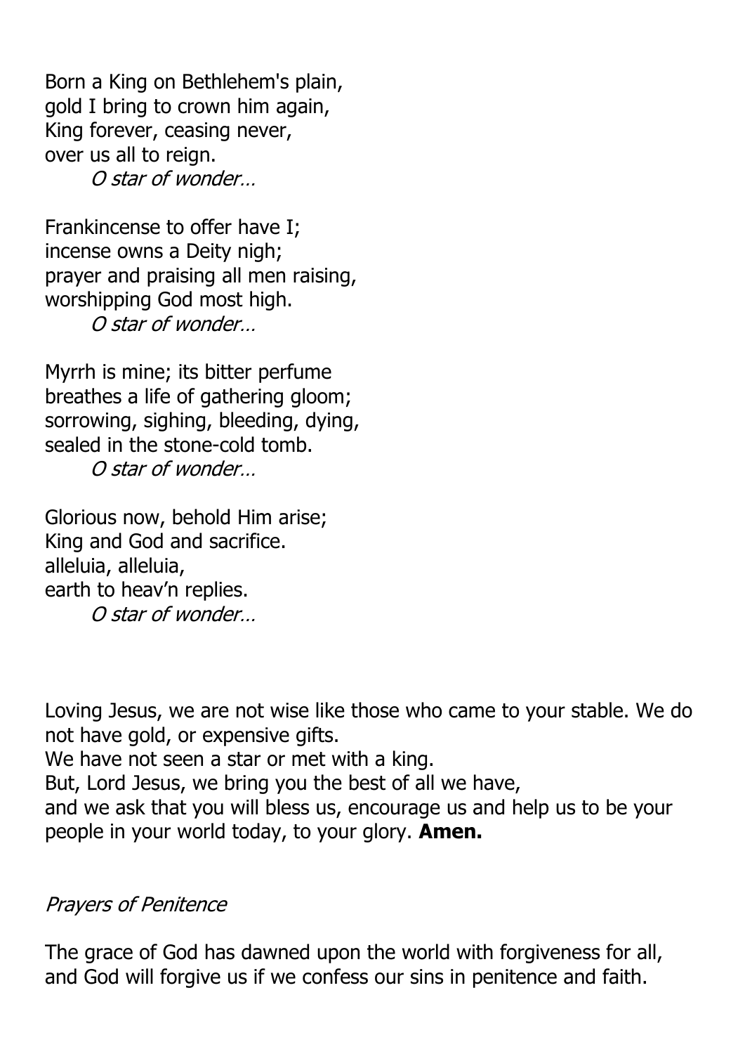Born a King on Bethlehem's plain,
gold I bring to crown him again,
King forever, ceasing never,
over us all to reign.
*O star of wonder…*

Frankincense to offer have I;
incense owns a Deity nigh;
prayer and praising all men raising,
worshipping God most high.
*O star of wonder…*

Myrrh is mine; its bitter perfume
breathes a life of gathering gloom;
sorrowing, sighing, bleeding, dying,
sealed in the stone-cold tomb.
*O star of wonder…*

Glorious now, behold Him arise;
King and God and sacrifice.
alleluia, alleluia,
earth to heav'n replies.
*O star of wonder…*

Loving Jesus, we are not wise like those who came to your stable. We do not have gold, or expensive gifts.
We have not seen a star or met with a king.
But, Lord Jesus, we bring you the best of all we have,
and we ask that you will bless us, encourage us and help us to be your people in your world today, to your glory. **Amen.**

*Prayers of Penitence*

The grace of God has dawned upon the world with forgiveness for all, and God will forgive us if we confess our sins in penitence and faith.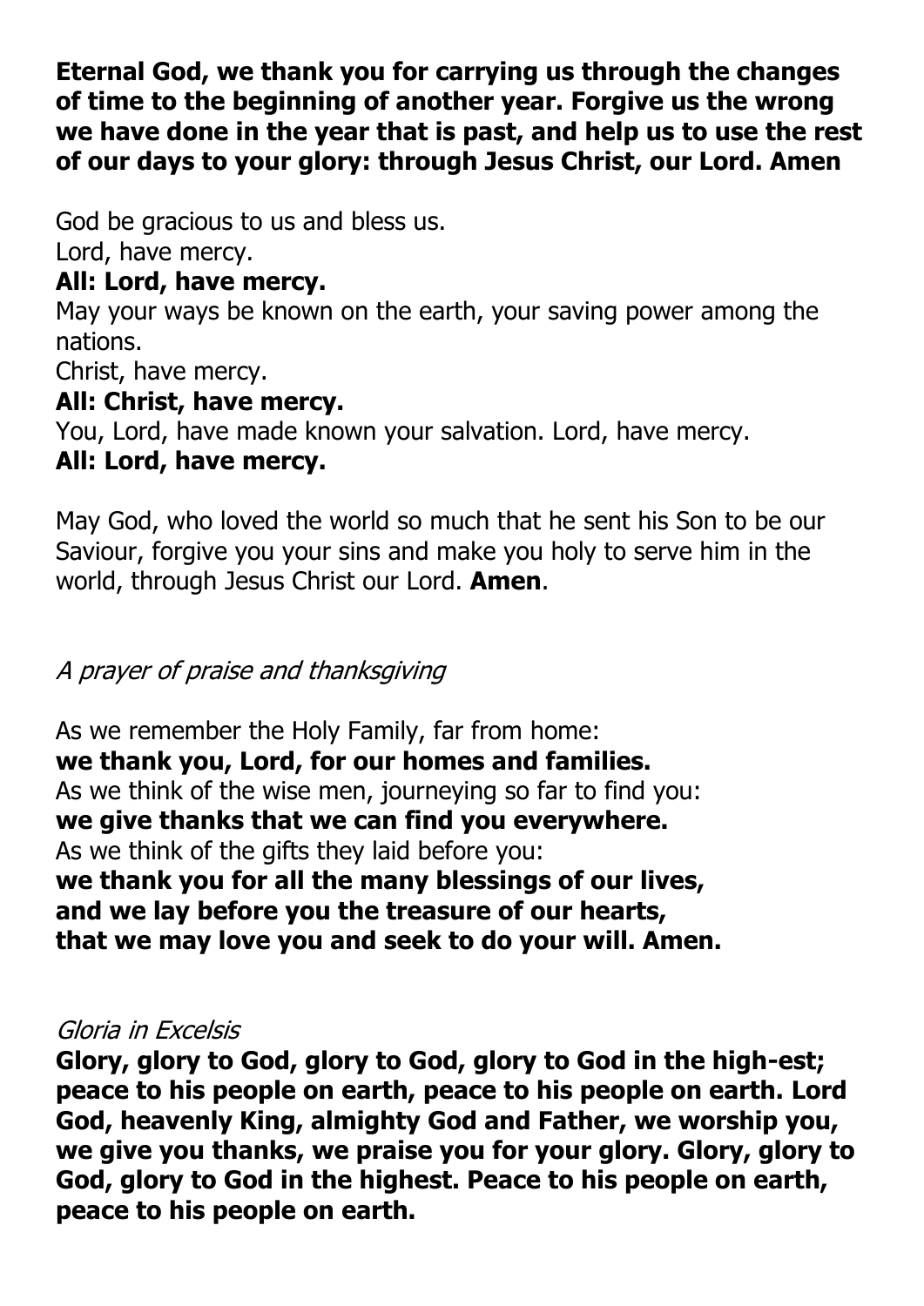**Eternal God, we thank you for carrying us through the changes of time to the beginning of another year. Forgive us the wrong we have done in the year that is past, and help us to use the rest of our days to your glory: through Jesus Christ, our Lord. Amen**

God be gracious to us and bless us.
Lord, have mercy.
**All: Lord, have mercy.**
May your ways be known on the earth, your saving power among the nations.
Christ, have mercy.
**All: Christ, have mercy.**
You, Lord, have made known your salvation. Lord, have mercy.
**All: Lord, have mercy.**

May God, who loved the world so much that he sent his Son to be our Saviour, forgive you your sins and make you holy to serve him in the world, through Jesus Christ our Lord. **Amen**.

*A prayer of praise and thanksgiving*

As we remember the Holy Family, far from home:
**we thank you, Lord, for our homes and families.**
As we think of the wise men, journeying so far to find you:
**we give thanks that we can find you everywhere.**
As we think of the gifts they laid before you:
**we thank you for all the many blessings of our lives,**
**and we lay before you the treasure of our hearts,**
**that we may love you and seek to do your will. Amen.**

*Gloria in Excelsis*

**Glory, glory to God, glory to God, glory to God in the high-est; peace to his people on earth, peace to his people on earth. Lord God, heavenly King, almighty God and Father, we worship you, we give you thanks, we praise you for your glory. Glory, glory to God, glory to God in the highest. Peace to his people on earth, peace to his people on earth.**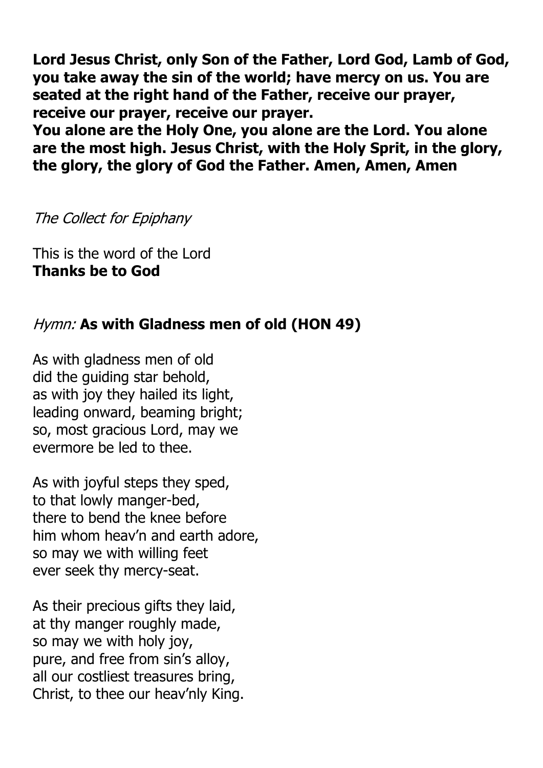**Lord Jesus Christ, only Son of the Father, Lord God, Lamb of God, you take away the sin of the world; have mercy on us. You are seated at the right hand of the Father, receive our prayer, receive our prayer, receive our prayer.**
**You alone are the Holy One, you alone are the Lord. You alone are the most high. Jesus Christ, with the Holy Sprit, in the glory, the glory, the glory of God the Father. Amen, Amen, Amen**

*The Collect for Epiphany*

This is the word of the Lord
**Thanks be to God**

*Hymn:* **As with Gladness men of old (HON 49)**

As with gladness men of old
did the guiding star behold,
as with joy they hailed its light,
leading onward, beaming bright;
so, most gracious Lord, may we
evermore be led to thee.

As with joyful steps they sped,
to that lowly manger-bed,
there to bend the knee before
him whom heav'n and earth adore,
so may we with willing feet
ever seek thy mercy-seat.

As their precious gifts they laid,
at thy manger roughly made,
so may we with holy joy,
pure, and free from sin's alloy,
all our costliest treasures bring,
Christ, to thee our heav'nly King.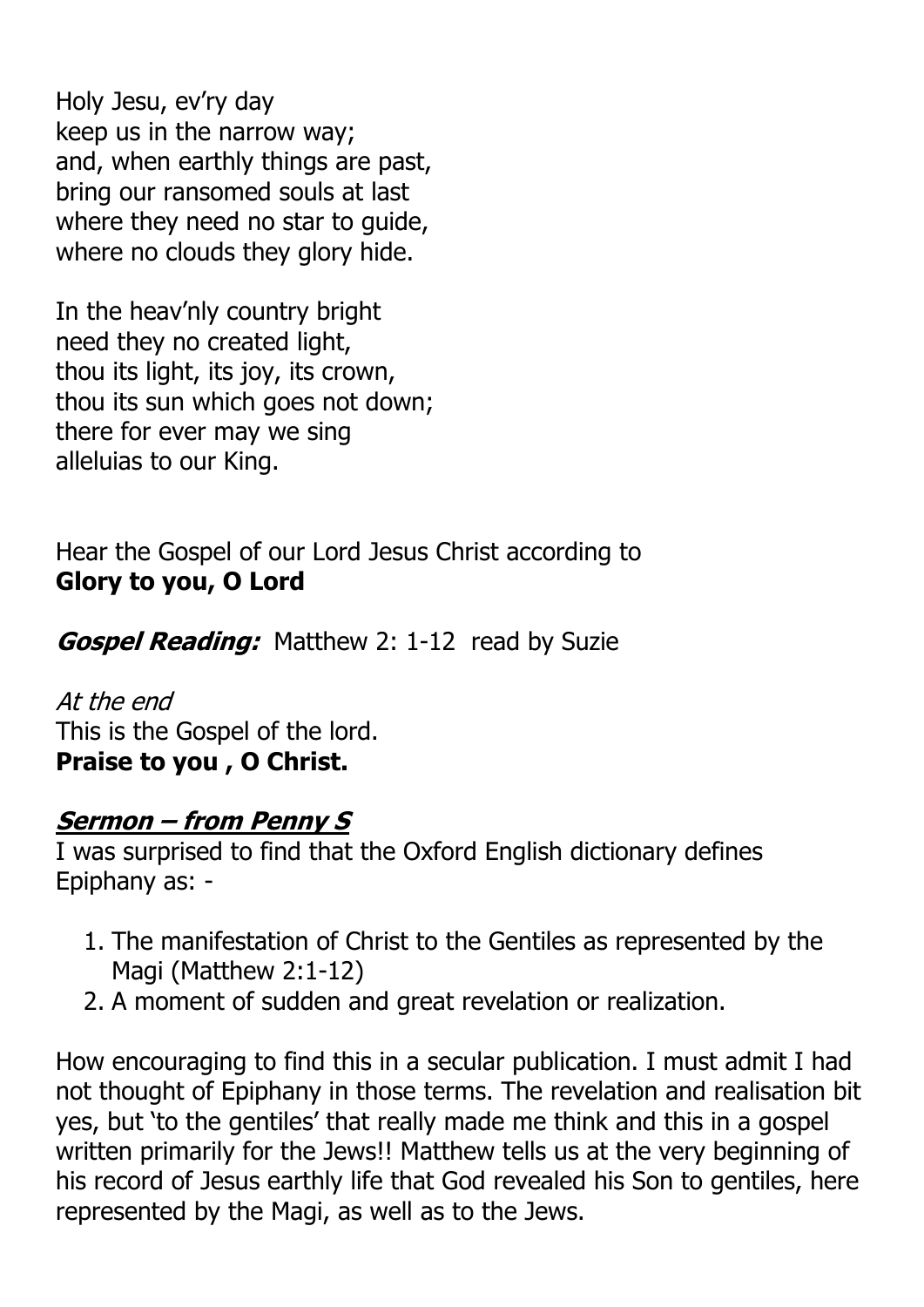Holy Jesu, ev'ry day
keep us in the narrow way;
and, when earthly things are past,
bring our ransomed souls at last
where they need no star to guide,
where no clouds they glory hide.

In the heav'nly country bright
need they no created light,
thou its light, its joy, its crown,
thou its sun which goes not down;
there for ever may we sing
alleluias to our King.

Hear the Gospel of our Lord Jesus Christ according to
**Glory to you, O Lord**

***Gospel Reading:*** Matthew 2: 1-12 read by Suzie

*At the end*
This is the Gospel of the lord.
**Praise to you , O Christ.**

## ***Sermon – from Penny S***

I was surprised to find that the Oxford English dictionary defines Epiphany as: -

1. The manifestation of Christ to the Gentiles as represented by the Magi (Matthew 2:1-12)
2. A moment of sudden and great revelation or realization.

How encouraging to find this in a secular publication. I must admit I had not thought of Epiphany in those terms. The revelation and realisation bit yes, but 'to the gentiles' that really made me think and this in a gospel written primarily for the Jews!! Matthew tells us at the very beginning of his record of Jesus earthly life that God revealed his Son to gentiles, here represented by the Magi, as well as to the Jews.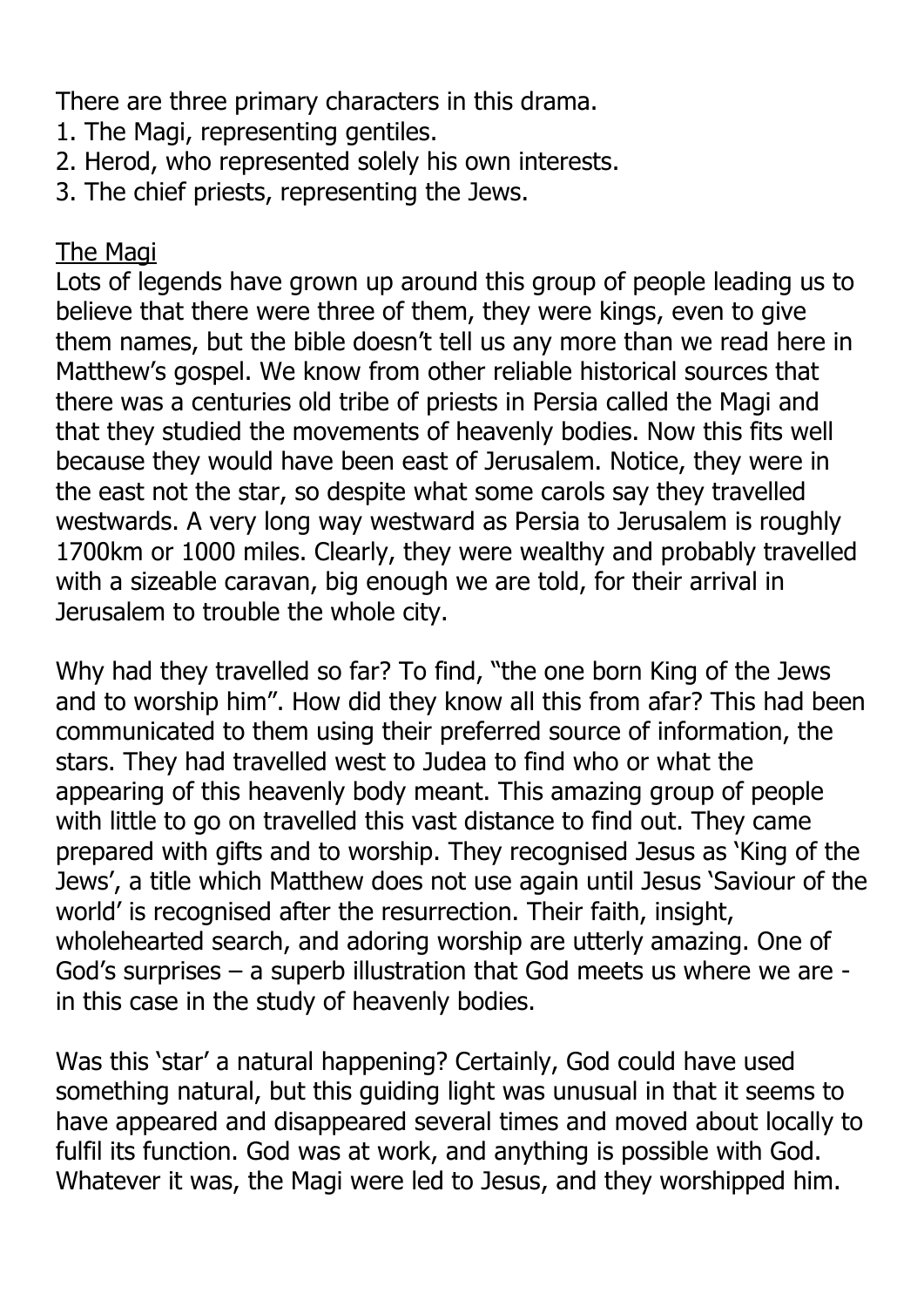There are three primary characters in this drama.

1. The Magi, representing gentiles.
2. Herod, who represented solely his own interests.
3. The chief priests, representing the Jews.

<u>The Magi</u>

Lots of legends have grown up around this group of people leading us to believe that there were three of them, they were kings, even to give them names, but the bible doesn't tell us any more than we read here in Matthew's gospel. We know from other reliable historical sources that there was a centuries old tribe of priests in Persia called the Magi and that they studied the movements of heavenly bodies. Now this fits well because they would have been east of Jerusalem. Notice, they were in the east not the star, so despite what some carols say they travelled westwards. A very long way westward as Persia to Jerusalem is roughly 1700km or 1000 miles. Clearly, they were wealthy and probably travelled with a sizeable caravan, big enough we are told, for their arrival in Jerusalem to trouble the whole city.

Why had they travelled so far? To find, "the one born King of the Jews and to worship him". How did they know all this from afar? This had been communicated to them using their preferred source of information, the stars. They had travelled west to Judea to find who or what the appearing of this heavenly body meant. This amazing group of people with little to go on travelled this vast distance to find out. They came prepared with gifts and to worship. They recognised Jesus as 'King of the Jews', a title which Matthew does not use again until Jesus 'Saviour of the world' is recognised after the resurrection. Their faith, insight, wholehearted search, and adoring worship are utterly amazing. One of God's surprises – a superb illustration that God meets us where we are - in this case in the study of heavenly bodies.

Was this 'star' a natural happening? Certainly, God could have used something natural, but this guiding light was unusual in that it seems to have appeared and disappeared several times and moved about locally to fulfil its function. God was at work, and anything is possible with God. Whatever it was, the Magi were led to Jesus, and they worshipped him.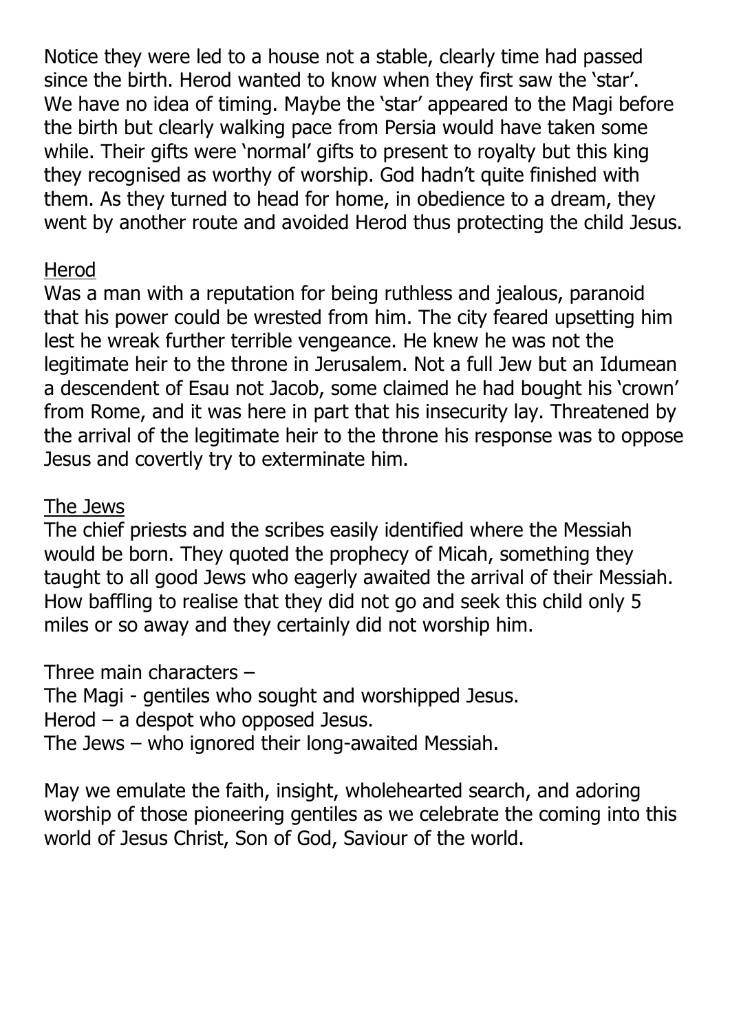Notice they were led to a house not a stable, clearly time had passed since the birth. Herod wanted to know when they first saw the 'star'. We have no idea of timing. Maybe the 'star' appeared to the Magi before the birth but clearly walking pace from Persia would have taken some while. Their gifts were 'normal' gifts to present to royalty but this king they recognised as worthy of worship. God hadn't quite finished with them. As they turned to head for home, in obedience to a dream, they went by another route and avoided Herod thus protecting the child Jesus.

<u>Herod</u>

Was a man with a reputation for being ruthless and jealous, paranoid that his power could be wrested from him. The city feared upsetting him lest he wreak further terrible vengeance. He knew he was not the legitimate heir to the throne in Jerusalem. Not a full Jew but an Idumean a descendent of Esau not Jacob, some claimed he had bought his 'crown' from Rome, and it was here in part that his insecurity lay. Threatened by the arrival of the legitimate heir to the throne his response was to oppose Jesus and covertly try to exterminate him.

<u>The Jews</u>

The chief priests and the scribes easily identified where the Messiah would be born. They quoted the prophecy of Micah, something they taught to all good Jews who eagerly awaited the arrival of their Messiah. How baffling to realise that they did not go and seek this child only 5 miles or so away and they certainly did not worship him.

Three main characters –
The Magi - gentiles who sought and worshipped Jesus.
Herod – a despot who opposed Jesus.
The Jews – who ignored their long-awaited Messiah.

May we emulate the faith, insight, wholehearted search, and adoring worship of those pioneering gentiles as we celebrate the coming into this world of Jesus Christ, Son of God, Saviour of the world.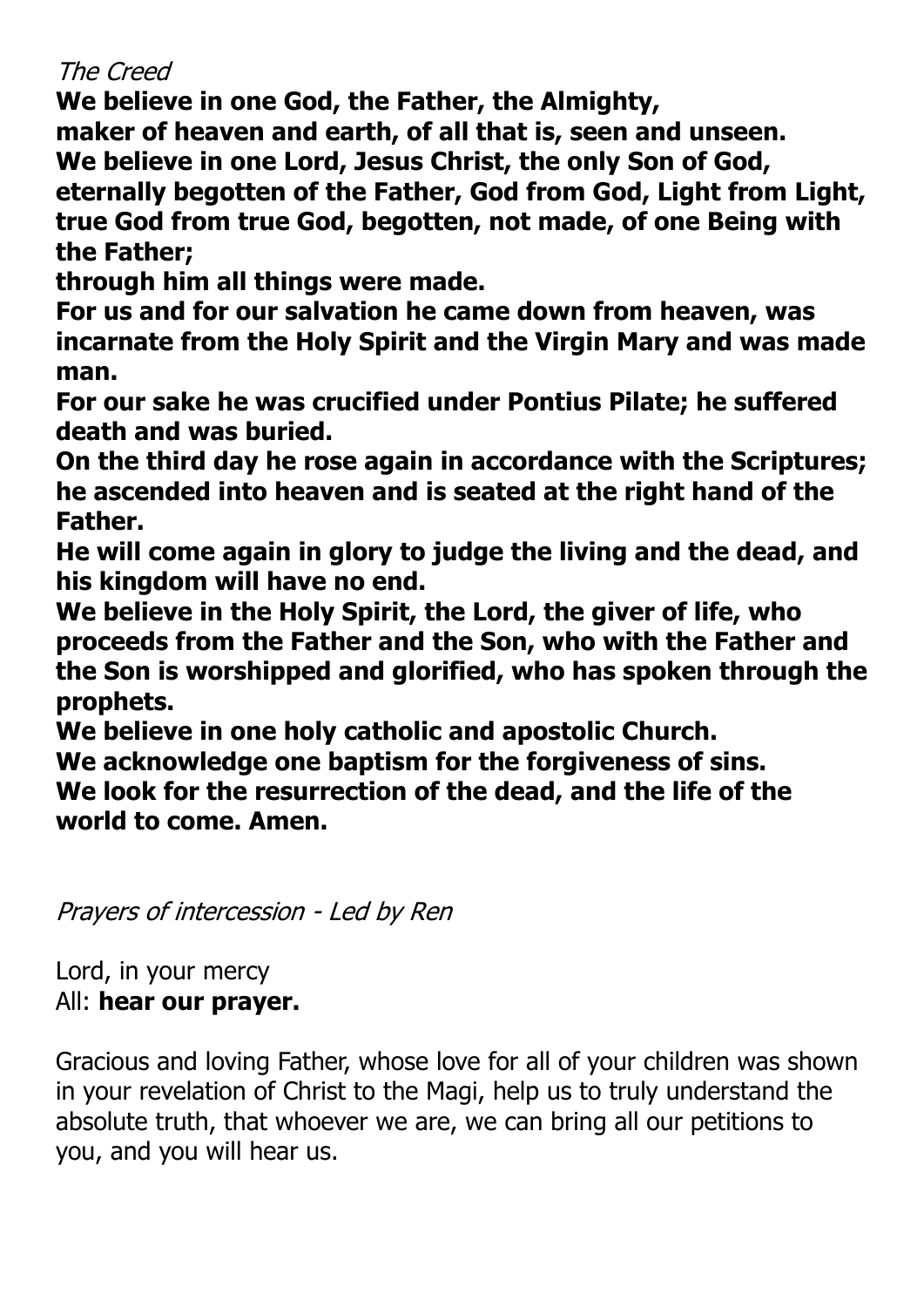*The Creed*

**We believe in one God, the Father, the Almighty,**
**maker of heaven and earth, of all that is, seen and unseen.**
**We believe in one Lord, Jesus Christ, the only Son of God, eternally begotten of the Father, God from God, Light from Light, true God from true God, begotten, not made, of one Being with the Father;**
**through him all things were made.**
**For us and for our salvation he came down from heaven, was incarnate from the Holy Spirit and the Virgin Mary and was made man.**
**For our sake he was crucified under Pontius Pilate; he suffered death and was buried.**
**On the third day he rose again in accordance with the Scriptures; he ascended into heaven and is seated at the right hand of the Father.**
**He will come again in glory to judge the living and the dead, and his kingdom will have no end.**
**We believe in the Holy Spirit, the Lord, the giver of life, who proceeds from the Father and the Son, who with the Father and the Son is worshipped and glorified, who has spoken through the prophets.**
**We believe in one holy catholic and apostolic Church.**
**We acknowledge one baptism for the forgiveness of sins.**
**We look for the resurrection of the dead, and the life of the world to come. Amen.**

*Prayers of intercession - Led by Ren*

Lord, in your mercy
All: **hear our prayer.**

Gracious and loving Father, whose love for all of your children was shown in your revelation of Christ to the Magi, help us to truly understand the absolute truth, that whoever we are, we can bring all our petitions to you, and you will hear us.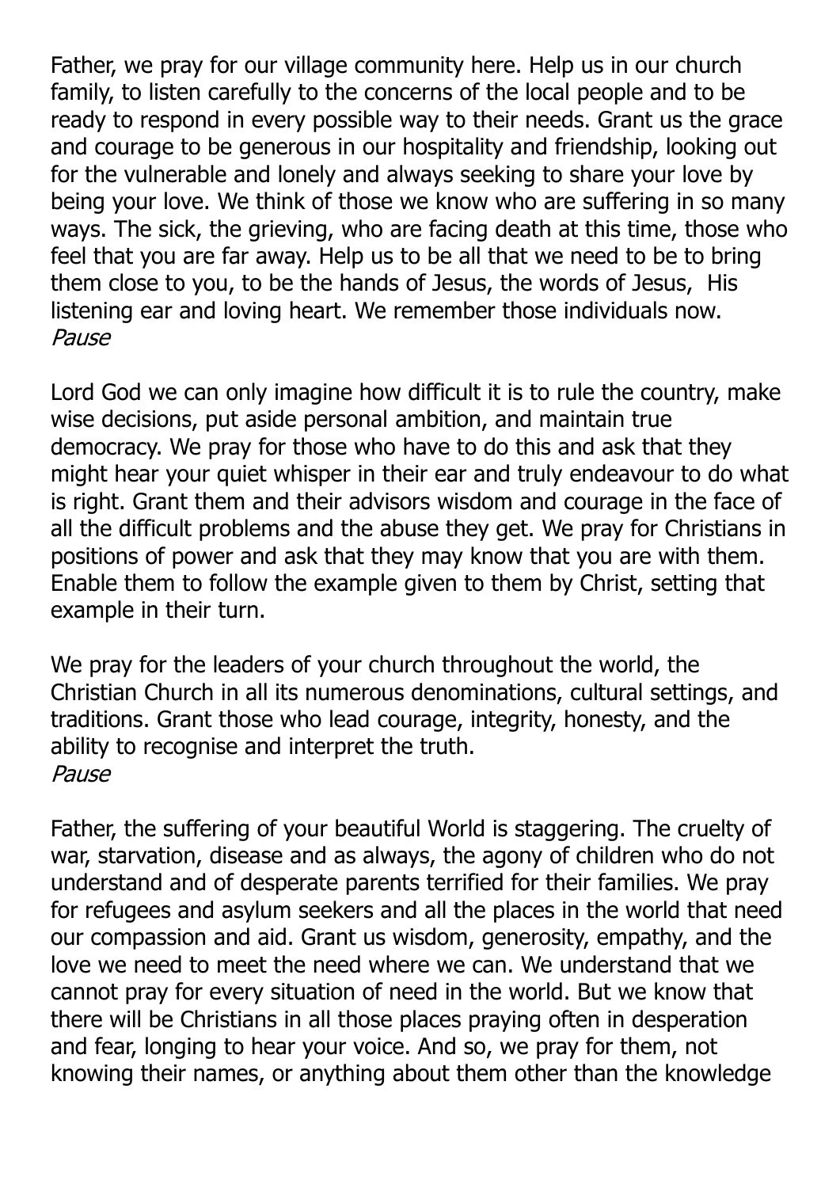Father, we pray for our village community here. Help us in our church family, to listen carefully to the concerns of the local people and to be ready to respond in every possible way to their needs. Grant us the grace and courage to be generous in our hospitality and friendship, looking out for the vulnerable and lonely and always seeking to share your love by being your love. We think of those we know who are suffering in so many ways. The sick, the grieving, who are facing death at this time, those who feel that you are far away. Help us to be all that we need to be to bring them close to you, to be the hands of Jesus, the words of Jesus, His listening ear and loving heart. We remember those individuals now.
*Pause*

Lord God we can only imagine how difficult it is to rule the country, make wise decisions, put aside personal ambition, and maintain true democracy. We pray for those who have to do this and ask that they might hear your quiet whisper in their ear and truly endeavour to do what is right. Grant them and their advisors wisdom and courage in the face of all the difficult problems and the abuse they get. We pray for Christians in positions of power and ask that they may know that you are with them. Enable them to follow the example given to them by Christ, setting that example in their turn.

We pray for the leaders of your church throughout the world, the Christian Church in all its numerous denominations, cultural settings, and traditions. Grant those who lead courage, integrity, honesty, and the ability to recognise and interpret the truth.
*Pause*

Father, the suffering of your beautiful World is staggering. The cruelty of war, starvation, disease and as always, the agony of children who do not understand and of desperate parents terrified for their families. We pray for refugees and asylum seekers and all the places in the world that need our compassion and aid. Grant us wisdom, generosity, empathy, and the love we need to meet the need where we can. We understand that we cannot pray for every situation of need in the world. But we know that there will be Christians in all those places praying often in desperation and fear, longing to hear your voice. And so, we pray for them, not knowing their names, or anything about them other than the knowledge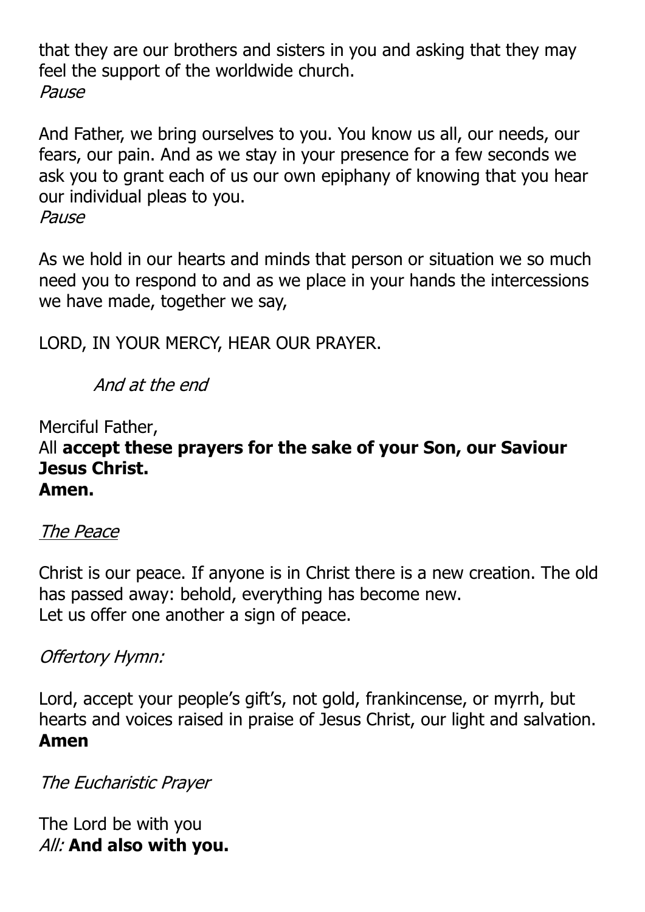that they are our brothers and sisters in you and asking that they may feel the support of the worldwide church.
*Pause*

And Father, we bring ourselves to you. You know us all, our needs, our fears, our pain. And as we stay in your presence for a few seconds we ask you to grant each of us our own epiphany of knowing that you hear our individual pleas to you.
*Pause*

As we hold in our hearts and minds that person or situation we so much need you to respond to and as we place in your hands the intercessions we have made, together we say,

LORD, IN YOUR MERCY, HEAR OUR PRAYER.

*And at the end*

Merciful Father,
All **accept these prayers for the sake of your Son, our Saviour Jesus Christ.**
**Amen.**

*The Peace*

Christ is our peace. If anyone is in Christ there is a new creation. The old has passed away: behold, everything has become new.
Let us offer one another a sign of peace.

*Offertory Hymn:*

Lord, accept your people's gift's, not gold, frankincense, or myrrh, but hearts and voices raised in praise of Jesus Christ, our light and salvation.
**Amen**

*The Eucharistic Prayer*

The Lord be with you
*All:* **And also with you.**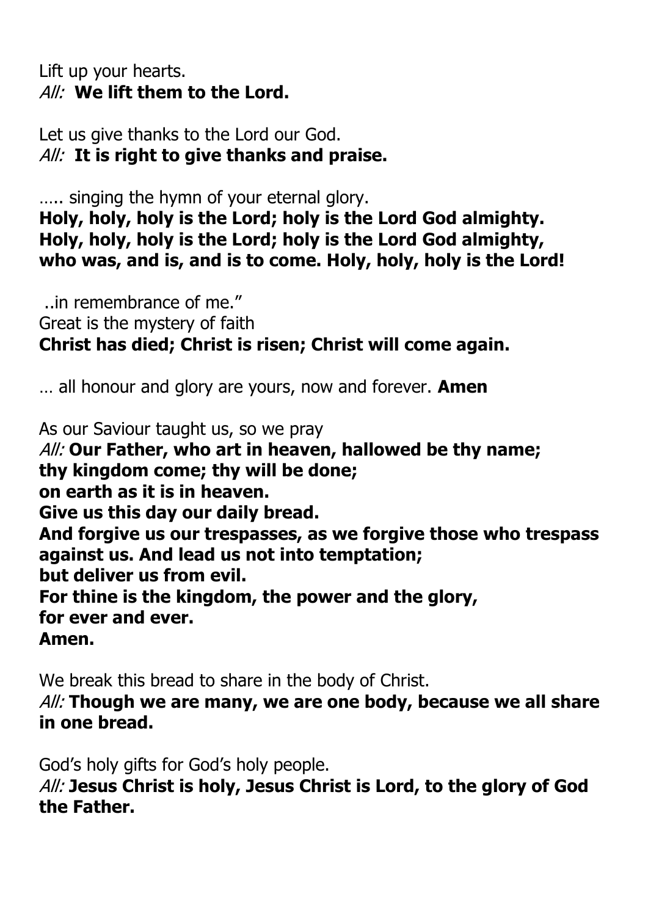Lift up your hearts.
*All:* **We lift them to the Lord.**

Let us give thanks to the Lord our God.
*All:* **It is right to give thanks and praise.**

….. singing the hymn of your eternal glory.
**Holy, holy, holy is the Lord; holy is the Lord God almighty.
Holy, holy, holy is the Lord; holy is the Lord God almighty,
who was, and is, and is to come. Holy, holy, holy is the Lord!**

..in remembrance of me."
Great is the mystery of faith
**Christ has died; Christ is risen; Christ will come again.**

… all honour and glory are yours, now and forever. **Amen**

As our Saviour taught us, so we pray
*All:* **Our Father, who art in heaven, hallowed be thy name;
thy kingdom come; thy will be done;
on earth as it is in heaven.
Give us this day our daily bread.
And forgive us our trespasses, as we forgive those who trespass against us. And lead us not into temptation;
but deliver us from evil.
For thine is the kingdom, the power and the glory,
for ever and ever.
Amen.**

We break this bread to share in the body of Christ.
*All:* **Though we are many, we are one body, because we all share in one bread.**

God's holy gifts for God's holy people.
*All:* **Jesus Christ is holy, Jesus Christ is Lord, to the glory of God the Father.**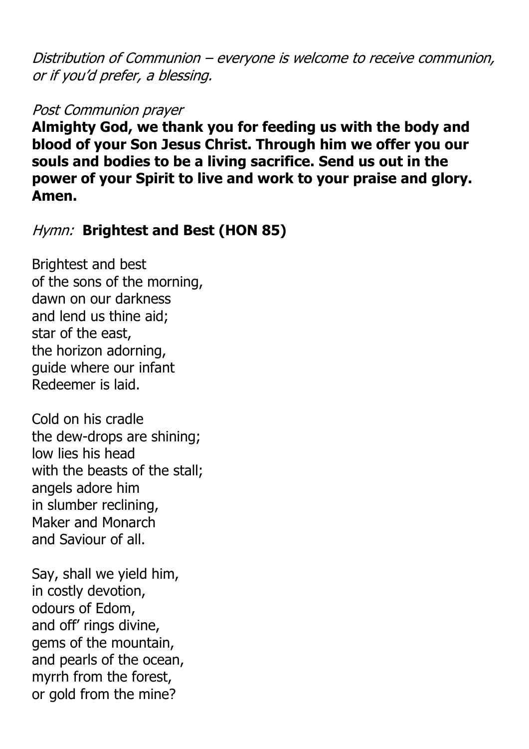*Distribution of Communion – everyone is welcome to receive communion, or if you'd prefer, a blessing.*

*Post Communion prayer*

**Almighty God, we thank you for feeding us with the body and blood of your Son Jesus Christ. Through him we offer you our souls and bodies to be a living sacrifice. Send us out in the power of your Spirit to live and work to your praise and glory. Amen.**

*Hymn:* **Brightest and Best (HON 85)**

Brightest and best
of the sons of the morning,
dawn on our darkness
and lend us thine aid;
star of the east,
the horizon adorning,
guide where our infant
Redeemer is laid.

Cold on his cradle
the dew-drops are shining;
low lies his head
with the beasts of the stall;
angels adore him
in slumber reclining,
Maker and Monarch
and Saviour of all.

Say, shall we yield him,
in costly devotion,
odours of Edom,
and off' rings divine,
gems of the mountain,
and pearls of the ocean,
myrrh from the forest,
or gold from the mine?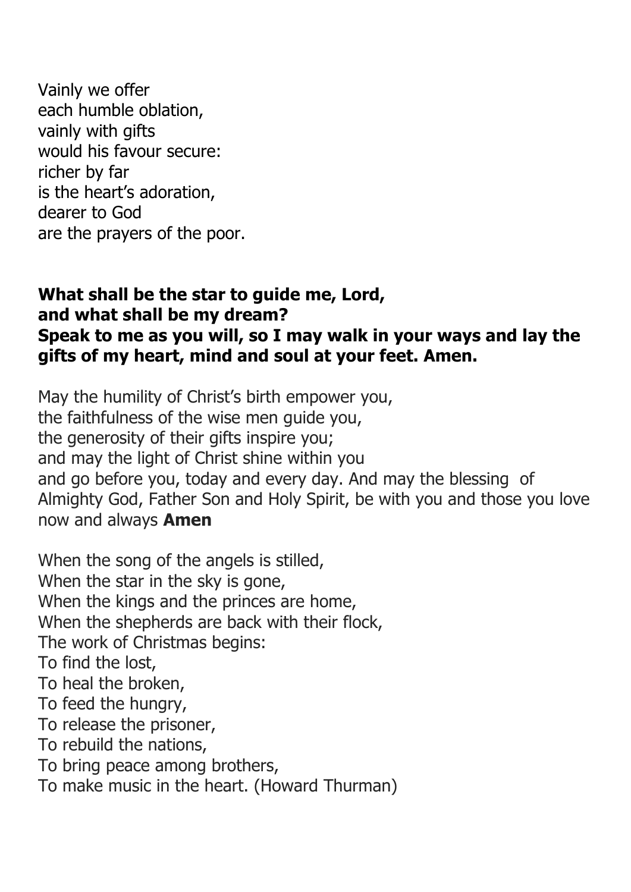Vainly we offer
each humble oblation,
vainly with gifts
would his favour secure:
richer by far
is the heart's adoration,
dearer to God
are the prayers of the poor.

**What shall be the star to guide me, Lord,
and what shall be my dream?
Speak to me as you will, so I may walk in your ways and lay the gifts of my heart, mind and soul at your feet. Amen.**

May the humility of Christ's birth empower you,
the faithfulness of the wise men guide you,
the generosity of their gifts inspire you;
and may the light of Christ shine within you
and go before you, today and every day. And may the blessing of Almighty God, Father Son and Holy Spirit, be with you and those you love now and always **Amen**

When the song of the angels is stilled,
When the star in the sky is gone,
When the kings and the princes are home,
When the shepherds are back with their flock,
The work of Christmas begins:
To find the lost,
To heal the broken,
To feed the hungry,
To release the prisoner,
To rebuild the nations,
To bring peace among brothers,
To make music in the heart. (Howard Thurman)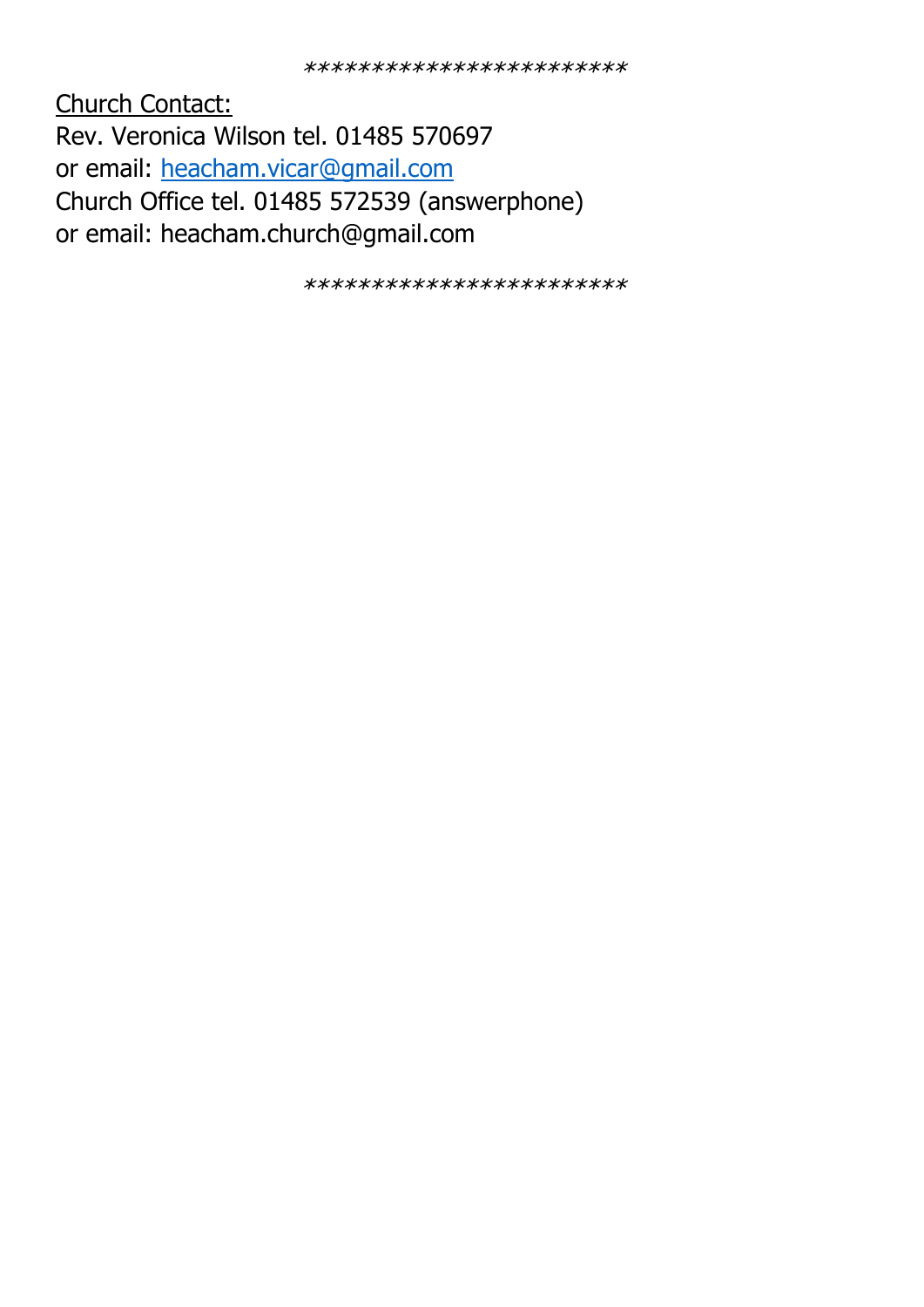************************

<u>Church Contact:</u>
Rev. Veronica Wilson tel. 01485 570697
or email: [heacham.vicar@gmail.com](mailto:heacham.vicar@gmail.com)
Church Office tel. 01485 572539 (answerphone)
or email: heacham.church@gmail.com

************************